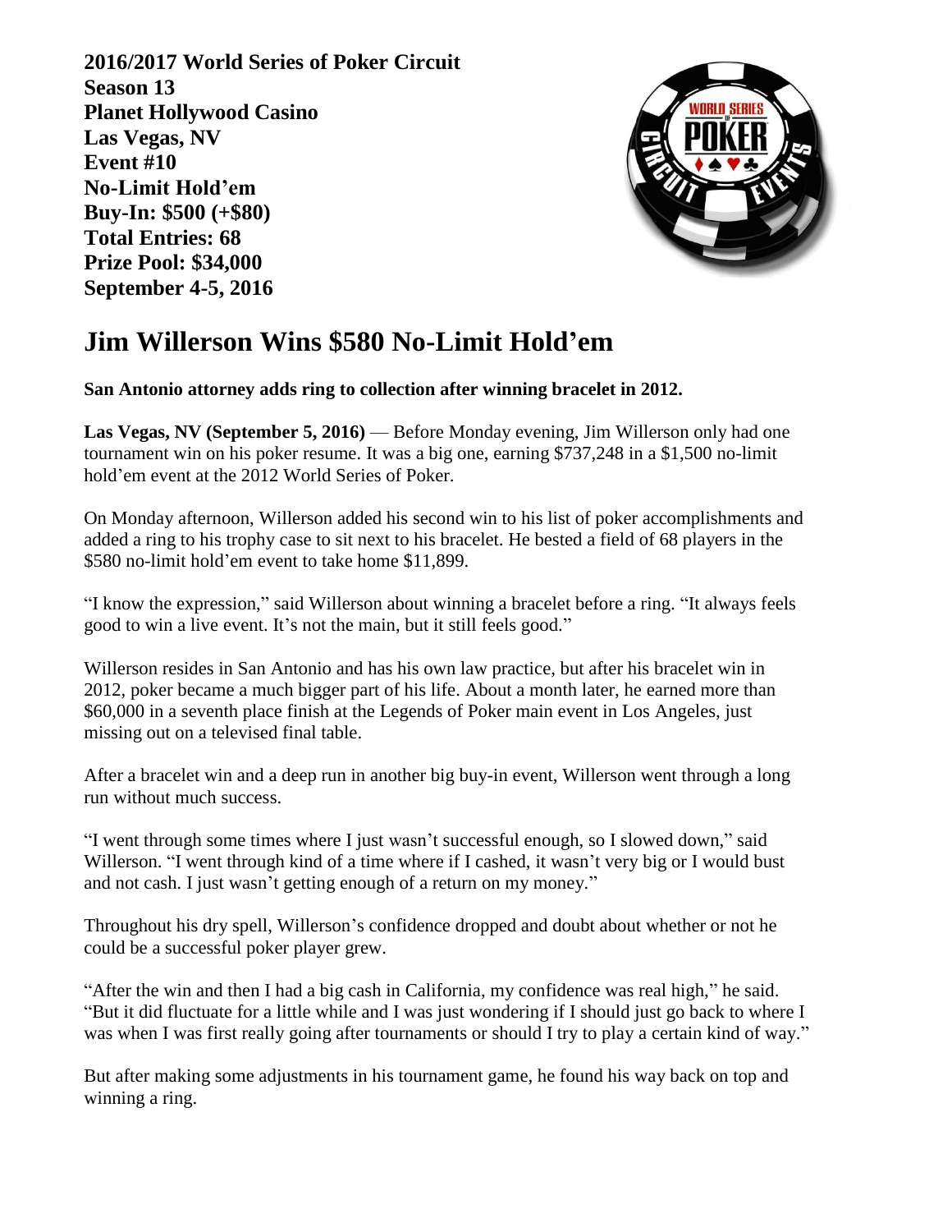**2016/2017 World Series of Poker Circuit**
**Season 13**
**Planet Hollywood Casino**
**Las Vegas, NV**
**Event #10**
**No-Limit Hold'em**
**Buy-In: $500 (+$80)**
**Total Entries: 68**
**Prize Pool: $34,000**
**September 4-5, 2016**

# Jim Willerson Wins $580 No-Limit Hold'em

**San Antonio attorney adds ring to collection after winning bracelet in 2012.**

**Las Vegas, NV (September 5, 2016)** — Before Monday evening, Jim Willerson only had one tournament win on his poker resume. It was a big one, earning $737,248 in a $1,500 no-limit hold'em event at the 2012 World Series of Poker.

On Monday afternoon, Willerson added his second win to his list of poker accomplishments and added a ring to his trophy case to sit next to his bracelet. He bested a field of 68 players in the $580 no-limit hold'em event to take home $11,899.

"I know the expression," said Willerson about winning a bracelet before a ring. "It always feels good to win a live event. It's not the main, but it still feels good."

Willerson resides in San Antonio and has his own law practice, but after his bracelet win in 2012, poker became a much bigger part of his life. About a month later, he earned more than $60,000 in a seventh place finish at the Legends of Poker main event in Los Angeles, just missing out on a televised final table.

After a bracelet win and a deep run in another big buy-in event, Willerson went through a long run without much success.

"I went through some times where I just wasn't successful enough, so I slowed down," said Willerson. "I went through kind of a time where if I cashed, it wasn't very big or I would bust and not cash. I just wasn't getting enough of a return on my money."

Throughout his dry spell, Willerson's confidence dropped and doubt about whether or not he could be a successful poker player grew.

"After the win and then I had a big cash in California, my confidence was real high," he said. "But it did fluctuate for a little while and I was just wondering if I should just go back to where I was when I was first really going after tournaments or should I try to play a certain kind of way."

But after making some adjustments in his tournament game, he found his way back on top and winning a ring.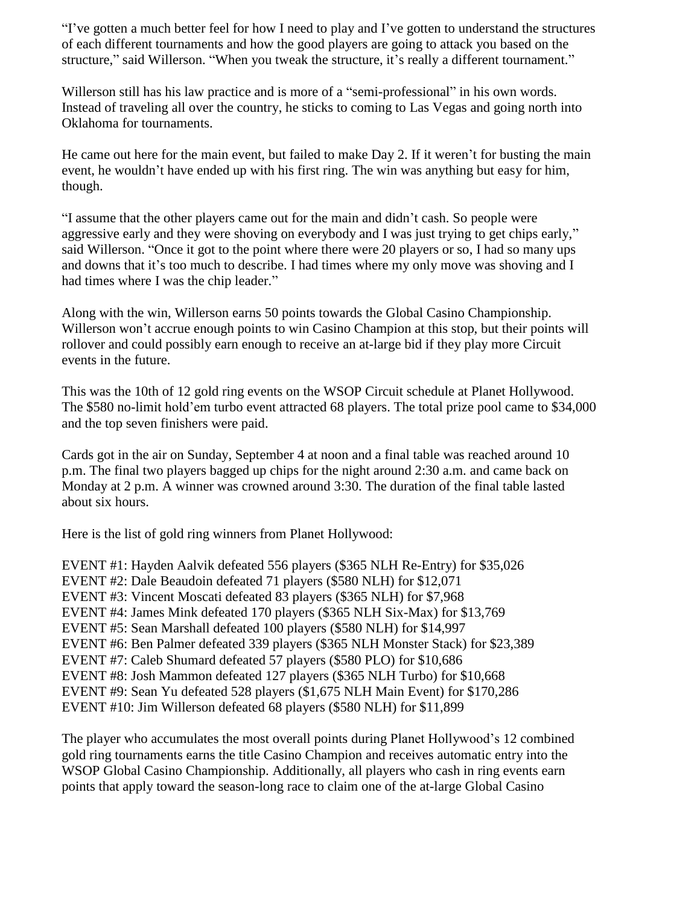"I've gotten a much better feel for how I need to play and I've gotten to understand the structures of each different tournaments and how the good players are going to attack you based on the structure," said Willerson. "When you tweak the structure, it's really a different tournament."

Willerson still has his law practice and is more of a "semi-professional" in his own words. Instead of traveling all over the country, he sticks to coming to Las Vegas and going north into Oklahoma for tournaments.

He came out here for the main event, but failed to make Day 2. If it weren't for busting the main event, he wouldn't have ended up with his first ring. The win was anything but easy for him, though.

"I assume that the other players came out for the main and didn't cash. So people were aggressive early and they were shoving on everybody and I was just trying to get chips early," said Willerson. "Once it got to the point where there were 20 players or so, I had so many ups and downs that it's too much to describe. I had times where my only move was shoving and I had times where I was the chip leader."

Along with the win, Willerson earns 50 points towards the Global Casino Championship. Willerson won't accrue enough points to win Casino Champion at this stop, but their points will rollover and could possibly earn enough to receive an at-large bid if they play more Circuit events in the future.

This was the 10th of 12 gold ring events on the WSOP Circuit schedule at Planet Hollywood. The $580 no-limit hold'em turbo event attracted 68 players. The total prize pool came to $34,000 and the top seven finishers were paid.

Cards got in the air on Sunday, September 4 at noon and a final table was reached around 10 p.m. The final two players bagged up chips for the night around 2:30 a.m. and came back on Monday at 2 p.m. A winner was crowned around 3:30. The duration of the final table lasted about six hours.

Here is the list of gold ring winners from Planet Hollywood:

EVENT #1: Hayden Aalvik defeated 556 players ($365 NLH Re-Entry) for $35,026
EVENT #2: Dale Beaudoin defeated 71 players ($580 NLH) for $12,071
EVENT #3: Vincent Moscati defeated 83 players ($365 NLH) for $7,968
EVENT #4: James Mink defeated 170 players ($365 NLH Six-Max) for $13,769
EVENT #5: Sean Marshall defeated 100 players ($580 NLH) for $14,997
EVENT #6: Ben Palmer defeated 339 players ($365 NLH Monster Stack) for $23,389
EVENT #7: Caleb Shumard defeated 57 players ($580 PLO) for $10,686
EVENT #8: Josh Mammon defeated 127 players ($365 NLH Turbo) for $10,668
EVENT #9: Sean Yu defeated 528 players ($1,675 NLH Main Event) for $170,286
EVENT #10: Jim Willerson defeated 68 players ($580 NLH) for $11,899

The player who accumulates the most overall points during Planet Hollywood's 12 combined gold ring tournaments earns the title Casino Champion and receives automatic entry into the WSOP Global Casino Championship. Additionally, all players who cash in ring events earn points that apply toward the season-long race to claim one of the at-large Global Casino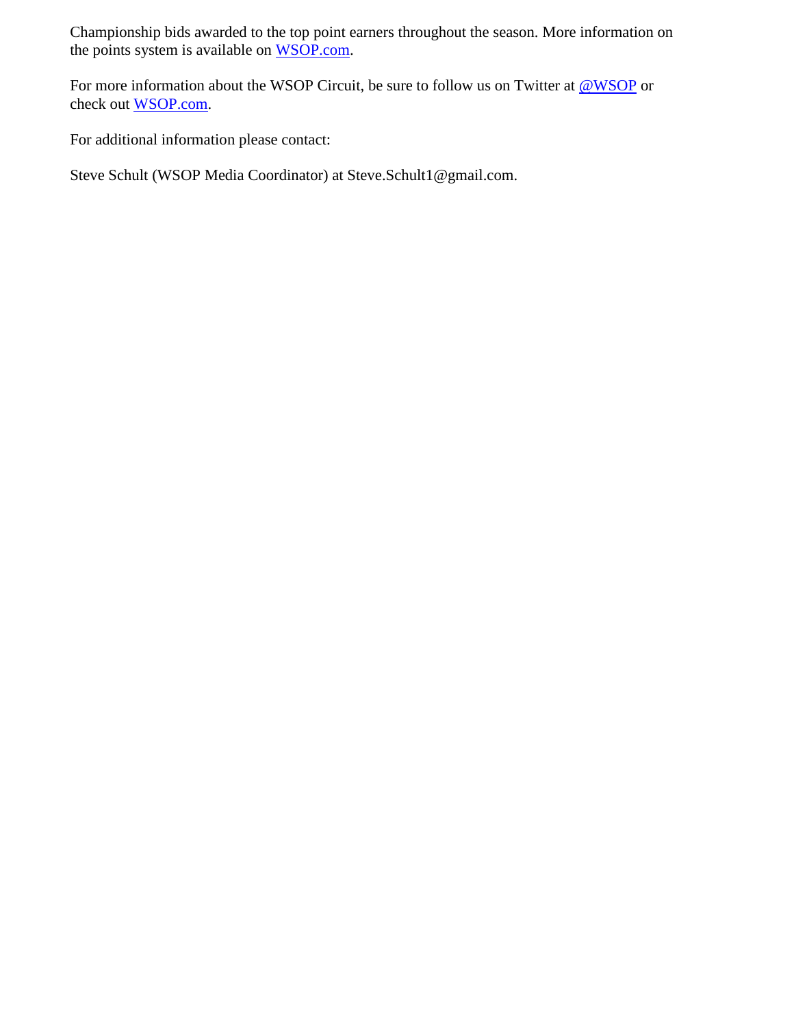Championship bids awarded to the top point earners throughout the season. More information on the points system is available on [WSOP.com](http://WSOP.com).

For more information about the WSOP Circuit, be sure to follow us on Twitter at [@WSOP](https://twitter.com/WSOP) or check out [WSOP.com](http://WSOP.com).

For additional information please contact:

Steve Schult (WSOP Media Coordinator) at Steve.Schult1@gmail.com.